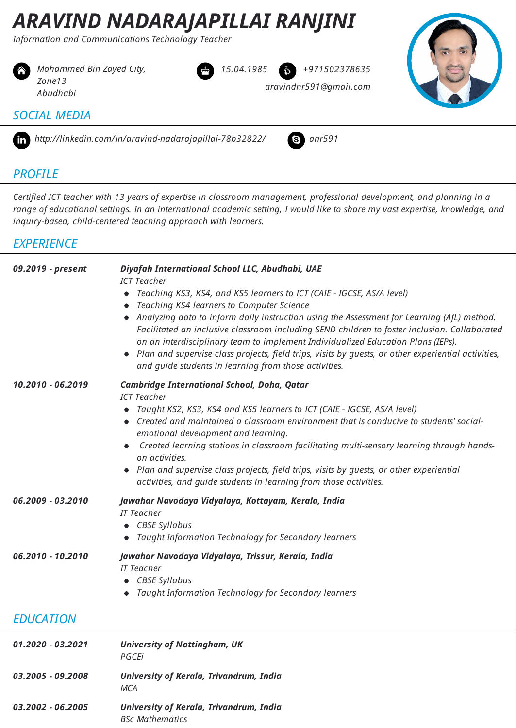# ARAVIND NADARAJAPILLAI RANJINI

*Information and Communications Technology Teacher*

Mohammed Bin Zayed City, Zone13 Abudhabi

15.04.1985

+971502378635

aravindnr591@gmail.com

## SOCIAL MEDIA

http://linkedin.com/in/aravind-nadarajapillai-78b32822/

anr591

## PROFILE

*Certified ICT teacher with 13 years of expertise in classroom management, professional development, and planning in a range of educational settings. In an international academic setting, I would like to share my vast expertise, knowledge, and inquiry-based, child-centered teaching approach with learners.*

## EXPERIENCE

**09.2019 - present**

**Diyafah International School LLC, Abudhabi, UAE**
*ICT Teacher*

- Teaching KS3, KS4, and KS5 learners to ICT (CAIE - IGCSE, AS/A level)
- Teaching KS4 learners to Computer Science
- Analyzing data to inform daily instruction using the Assessment for Learning (AfL) method. Facilitated an inclusive classroom including SEND children to foster inclusion. Collaborated on an interdisciplinary team to implement Individualized Education Plans (IEPs).
- Plan and supervise class projects, field trips, visits by guests, or other experiential activities, and guide students in learning from those activities.

**10.2010 - 06.2019**

**Cambridge International School, Doha, Qatar**
*ICT Teacher*

- Taught KS2, KS3, KS4 and KS5 learners to ICT (CAIE - IGCSE, AS/A level)
- Created and maintained a classroom environment that is conducive to students' social-emotional development and learning.
- Created learning stations in classroom facilitating multi-sensory learning through hands-on activities.
- Plan and supervise class projects, field trips, visits by guests, or other experiential activities, and guide students in learning from those activities.

**06.2009 - 03.2010**

**Jawahar Navodaya Vidyalaya, Kottayam, Kerala, India**
*IT Teacher*

- CBSE Syllabus
- Taught Information Technology for Secondary learners

**06.2010 - 10.2010**

**Jawahar Navodaya Vidyalaya, Trissur, Kerala, India**
*IT Teacher*

- CBSE Syllabus
- Taught Information Technology for Secondary learners

## EDUCATION

**01.2020 - 03.2021**

**University of Nottingham, UK**
*PGCEi*

**03.2005 - 09.2008**

**University of Kerala, Trivandrum, India**
*MCA*

**03.2002 - 06.2005**

**University of Kerala, Trivandrum, India**
*BSc Mathematics*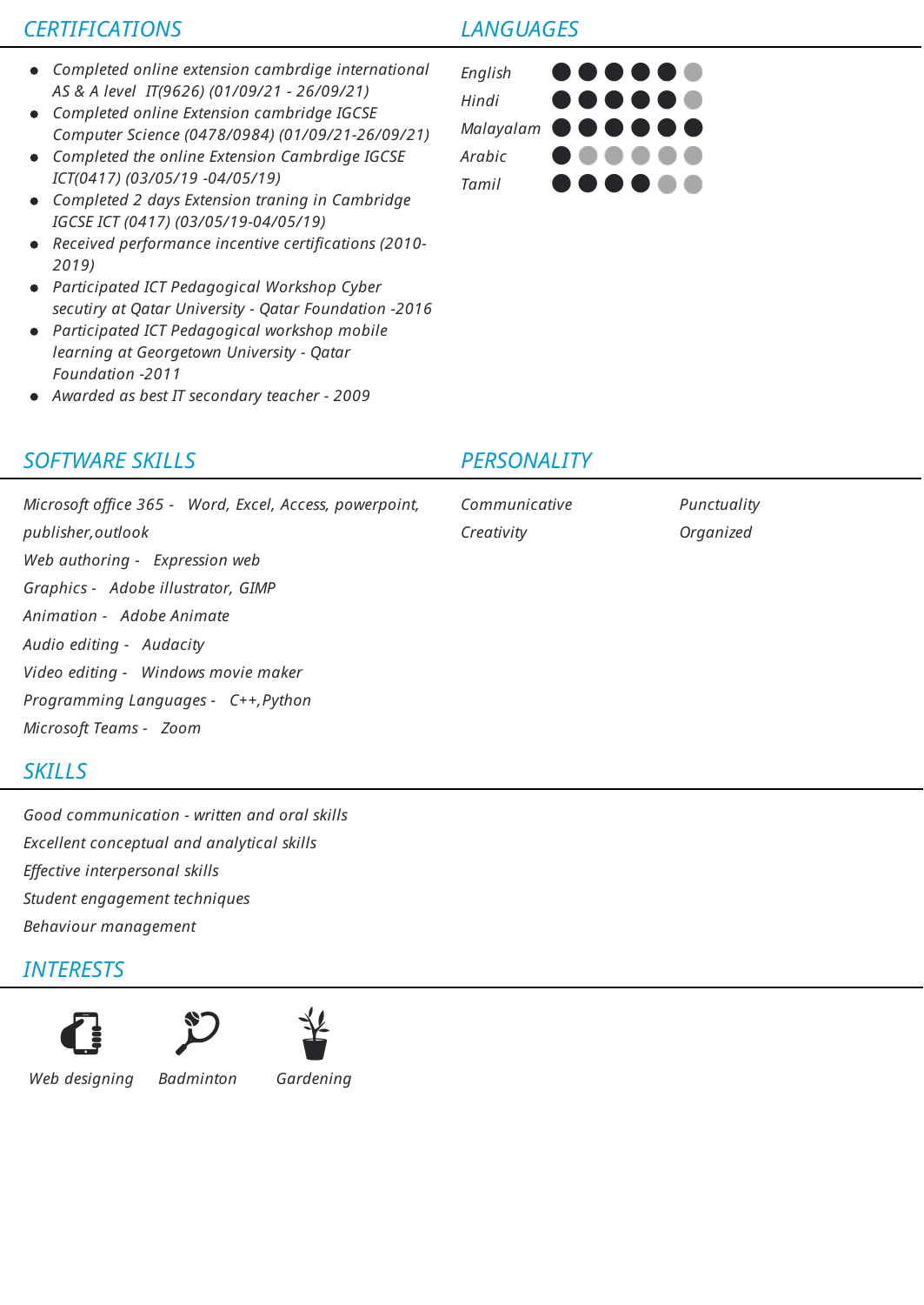## CERTIFICATIONS

- *Completed online extension cambrdige international AS & A level IT(9626) (01/09/21 - 26/09/21)*
- *Completed online Extension cambridge IGCSE Computer Science (0478/0984) (01/09/21-26/09/21)*
- *Completed the online Extension Cambrdige IGCSE ICT(0417) (03/05/19 -04/05/19)*
- *Completed 2 days Extension traning in Cambridge IGCSE ICT (0417) (03/05/19-04/05/19)*
- *Received performance incentive certifications (2010-2019)*
- *Participated ICT Pedagogical Workshop Cyber secutiry at Qatar University - Qatar Foundation -2016*
- *Participated ICT Pedagogical workshop mobile learning at Georgetown University - Qatar Foundation -2011*
- *Awarded as best IT secondary teacher - 2009*

## LANGUAGES

*English* ●●●●●○
*Hindi* ●●●●●○
*Malayalam* ●●●●●●
*Arabic* ●○○○○○
*Tamil* ●●●●○○

## SOFTWARE SKILLS

*Microsoft office 365 - Word, Excel, Access, powerpoint, publisher,outlook*
*Web authoring - Expression web*
*Graphics - Adobe illustrator, GIMP*
*Animation - Adobe Animate*
*Audio editing - Audacity*
*Video editing - Windows movie maker*
*Programming Languages - C++,Python*
*Microsoft Teams - Zoom*

## PERSONALITY

*Communicative*
*Punctuality*
*Creativity*
*Organized*

## SKILLS

*Good communication - written and oral skills*
*Excellent conceptual and analytical skills*
*Effective interpersonal skills*
*Student engagement techniques*
*Behaviour management*

## INTERESTS

*Web designing*
*Badminton*
*Gardening*